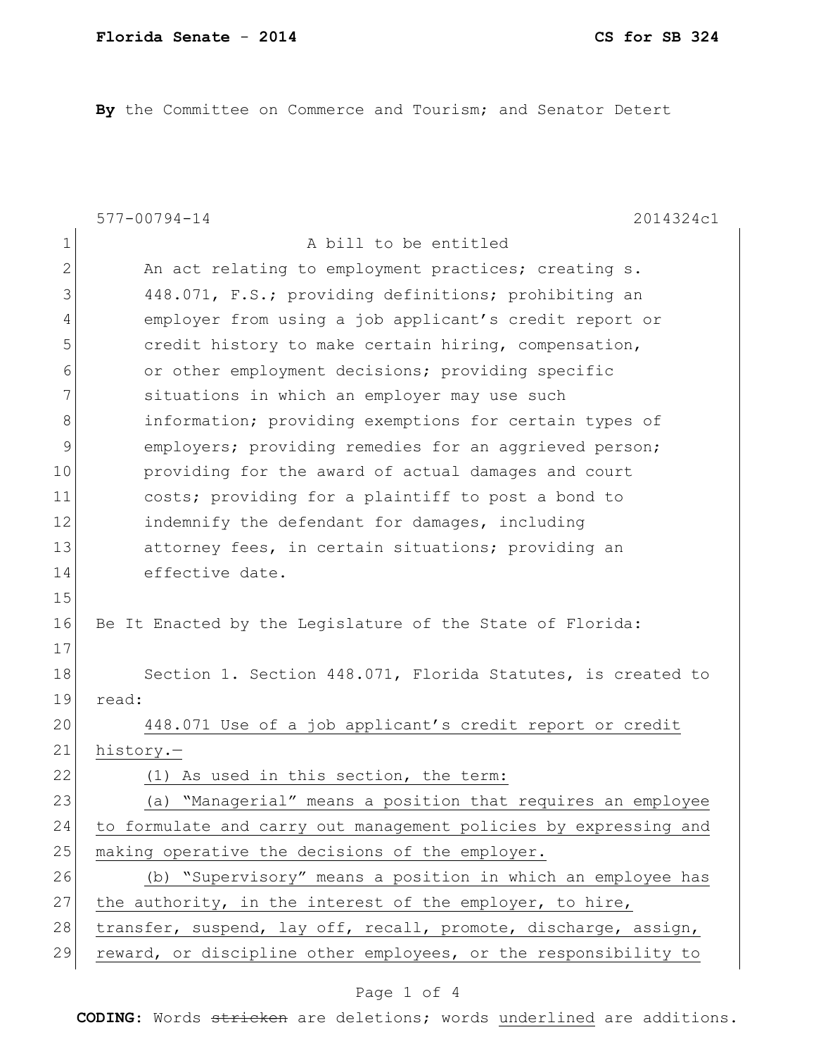**By** the Committee on Commerce and Tourism; and Senator Detert

577-00794-14 2014324c1

A bill to be entitled

An act relating to employment practices; creating s. 448.071, F.S.; providing definitions; prohibiting an employer from using a job applicant's credit report or credit history to make certain hiring, compensation, or other employment decisions; providing specific situations in which an employer may use such information; providing exemptions for certain types of employers; providing remedies for an aggrieved person; providing for the award of actual damages and court costs; providing for a plaintiff to post a bond to indemnify the defendant for damages, including attorney fees, in certain situations; providing an effective date.

Be It Enacted by the Legislature of the State of Florida:

Section 1. Section 448.071, Florida Statutes, is created to read:

<u>448.071 Use of a job applicant's credit report or credit history.—</u>

<u>(1) As used in this section, the term:</u>

<u>(a) "Managerial" means a position that requires an employee to formulate and carry out management policies by expressing and making operative the decisions of the employer.</u>

<u>(b) "Supervisory" means a position in which an employee has the authority, in the interest of the employer, to hire, transfer, suspend, lay off, recall, promote, discharge, assign, reward, or discipline other employees, or the responsibility to</u>

**CODING:** Words ~~stricken~~ are deletions; words <u>underlined</u> are additions.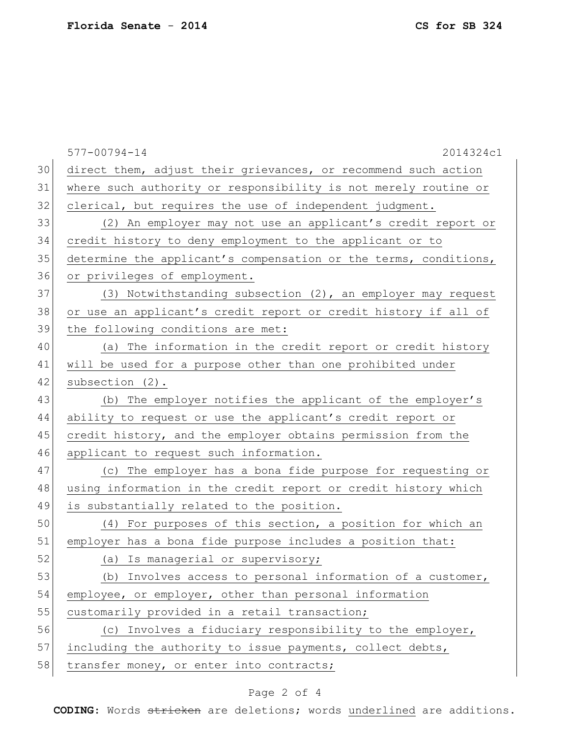direct them, adjust their grievances, or recommend such action where such authority or responsibility is not merely routine or clerical, but requires the use of independent judgment.

(2) An employer may not use an applicant's credit report or credit history to deny employment to the applicant or to determine the applicant's compensation or the terms, conditions, or privileges of employment.

(3) Notwithstanding subsection (2), an employer may request or use an applicant's credit report or credit history if all of the following conditions are met:

(a) The information in the credit report or credit history will be used for a purpose other than one prohibited under subsection (2).

(b) The employer notifies the applicant of the employer's ability to request or use the applicant's credit report or credit history, and the employer obtains permission from the applicant to request such information.

(c) The employer has a bona fide purpose for requesting or using information in the credit report or credit history which is substantially related to the position.

(4) For purposes of this section, a position for which an employer has a bona fide purpose includes a position that:

(a) Is managerial or supervisory;

(b) Involves access to personal information of a customer, employee, or employer, other than personal information customarily provided in a retail transaction;

(c) Involves a fiduciary responsibility to the employer, including the authority to issue payments, collect debts, transfer money, or enter into contracts;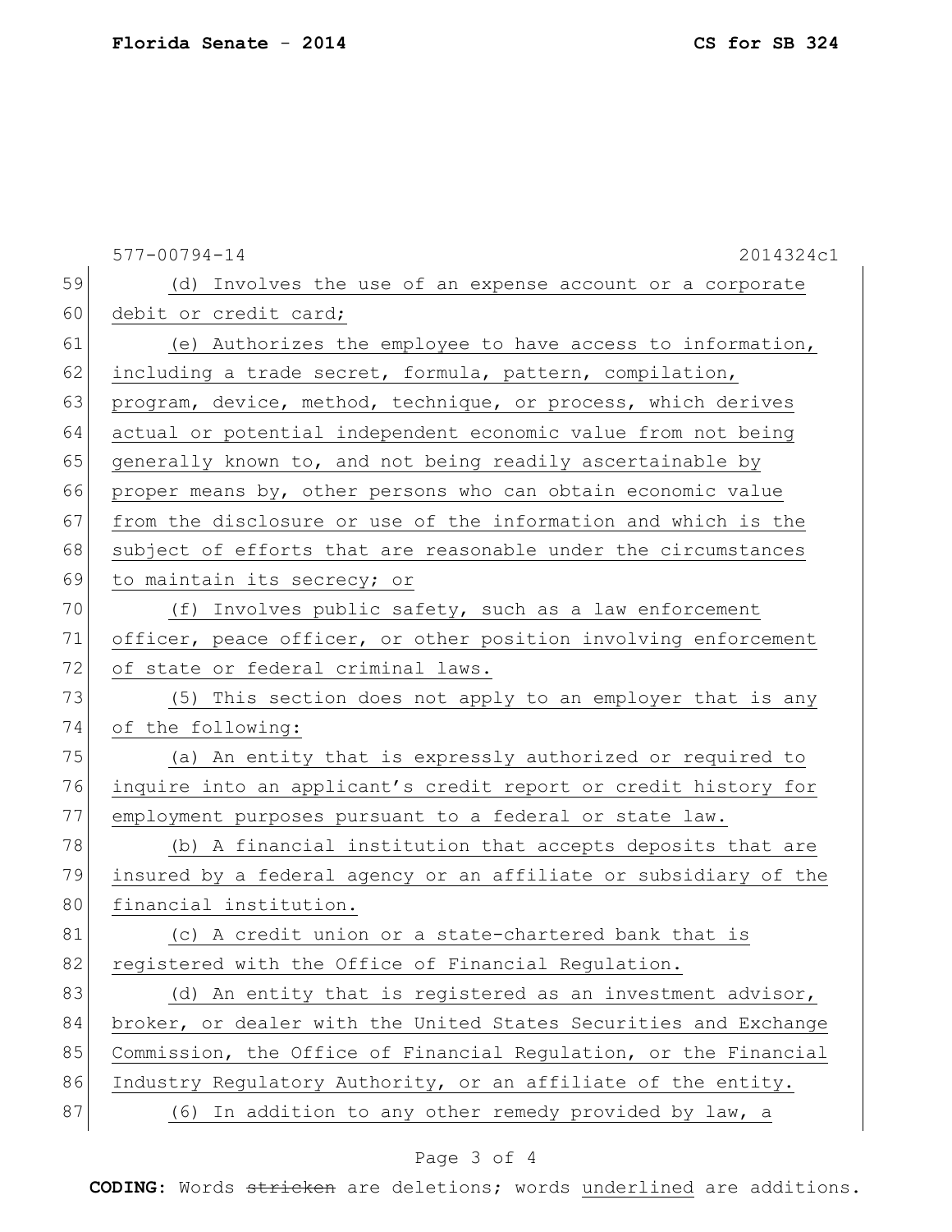(d) Involves the use of an expense account or a corporate debit or credit card;

(e) Authorizes the employee to have access to information, including a trade secret, formula, pattern, compilation, program, device, method, technique, or process, which derives actual or potential independent economic value from not being generally known to, and not being readily ascertainable by proper means by, other persons who can obtain economic value from the disclosure or use of the information and which is the subject of efforts that are reasonable under the circumstances to maintain its secrecy; or

(f) Involves public safety, such as a law enforcement officer, peace officer, or other position involving enforcement of state or federal criminal laws.

(5) This section does not apply to an employer that is any of the following:

(a) An entity that is expressly authorized or required to inquire into an applicant's credit report or credit history for employment purposes pursuant to a federal or state law.

(b) A financial institution that accepts deposits that are insured by a federal agency or an affiliate or subsidiary of the financial institution.

(c) A credit union or a state-chartered bank that is registered with the Office of Financial Regulation.

(d) An entity that is registered as an investment advisor, broker, or dealer with the United States Securities and Exchange Commission, the Office of Financial Regulation, or the Financial Industry Regulatory Authority, or an affiliate of the entity.

(6) In addition to any other remedy provided by law, a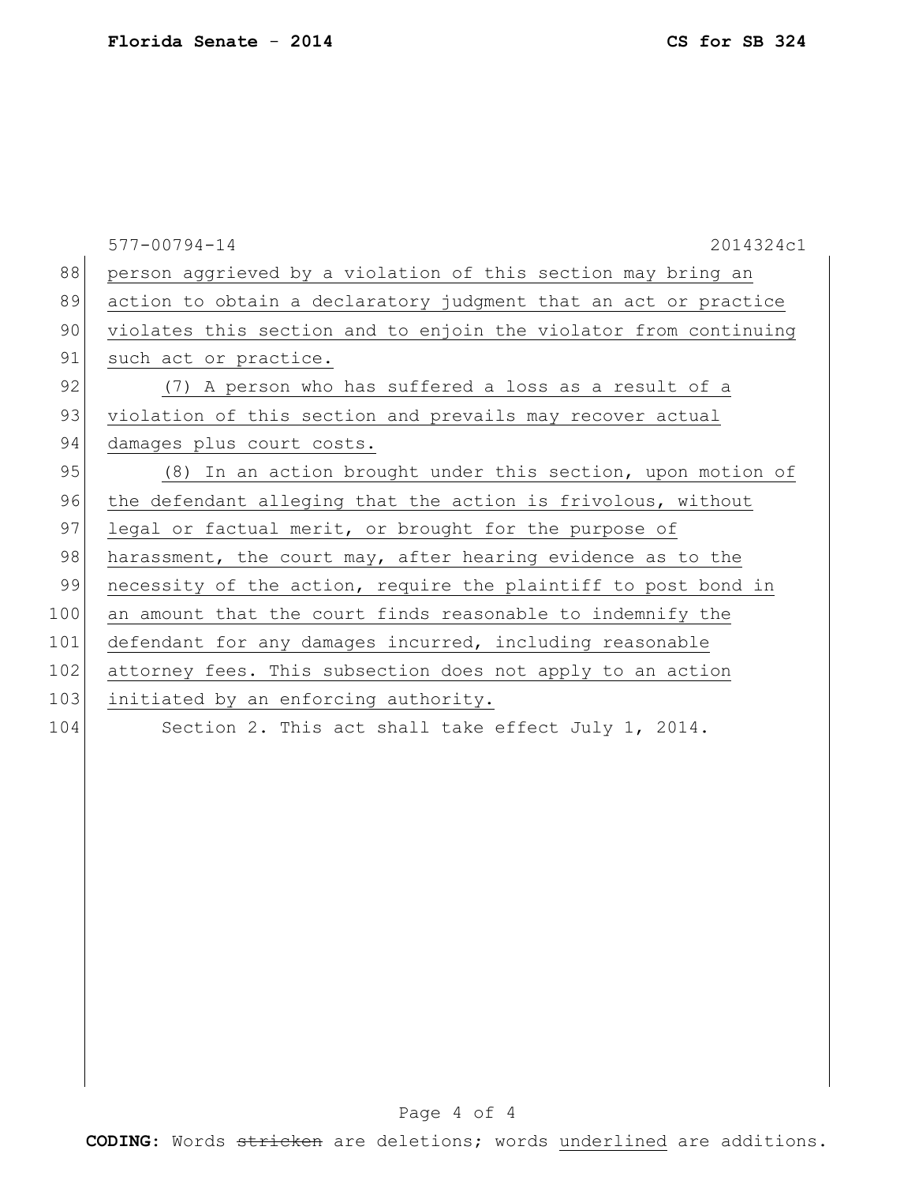person aggrieved by a violation of this section may bring an action to obtain a declaratory judgment that an act or practice violates this section and to enjoin the violator from continuing such act or practice.

(7) A person who has suffered a loss as a result of a violation of this section and prevails may recover actual damages plus court costs.

(8) In an action brought under this section, upon motion of the defendant alleging that the action is frivolous, without legal or factual merit, or brought for the purpose of harassment, the court may, after hearing evidence as to the necessity of the action, require the plaintiff to post bond in an amount that the court finds reasonable to indemnify the defendant for any damages incurred, including reasonable attorney fees. This subsection does not apply to an action initiated by an enforcing authority.

Section 2. This act shall take effect July 1, 2014.